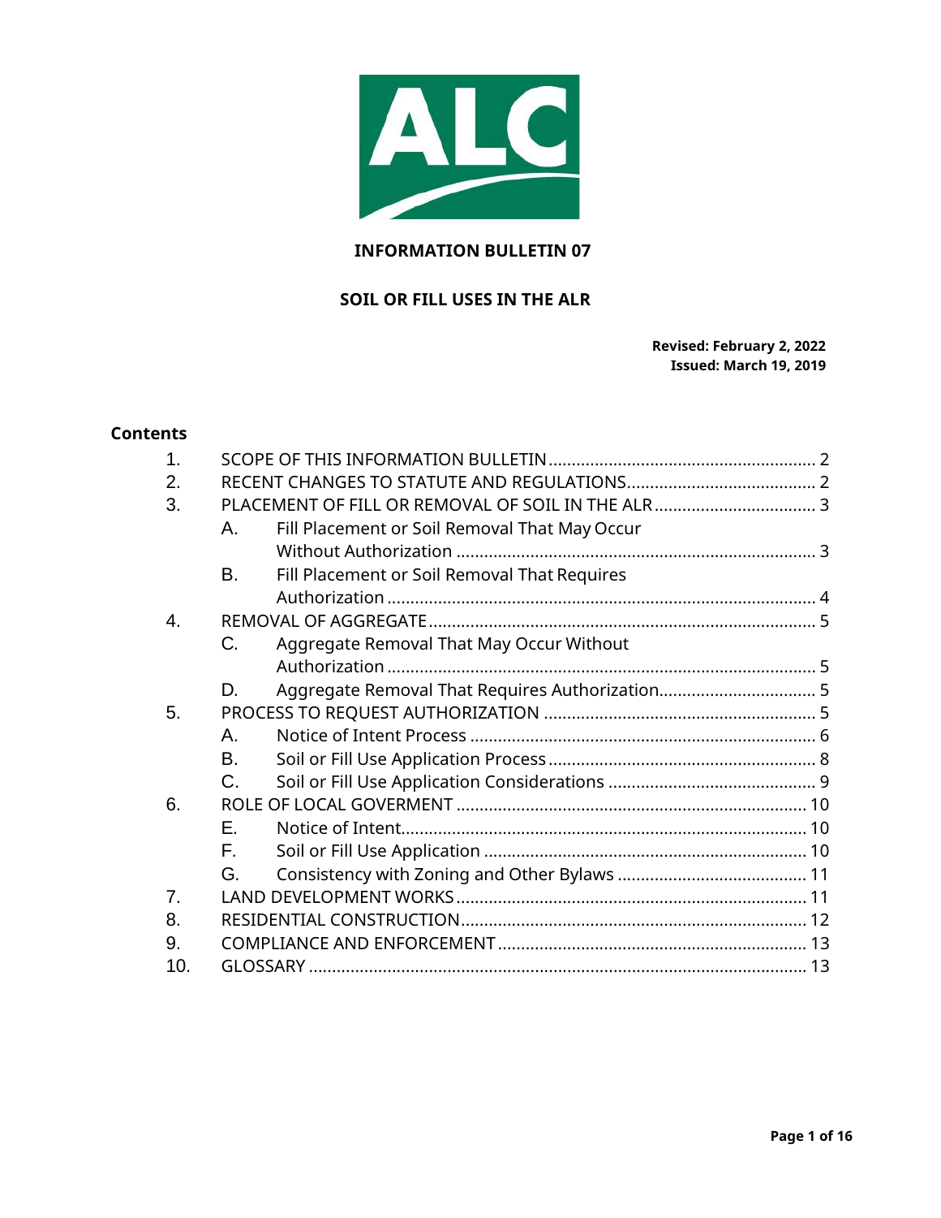# INFORMATION BULLETIN 07

## SOIL OR FILL USES IN THE ALR

**Revised: February 2, 2022**
**Issued: March 19, 2019**

### Contents

1. SCOPE OF THIS INFORMATION BULLETIN ........ 2
2. RECENT CHANGES TO STATUTE AND REGULATIONS ........ 2
3. PLACEMENT OF FILL OR REMOVAL OF SOIL IN THE ALR ........ 3
   - A. Fill Placement or Soil Removal That May Occur Without Authorization ........ 3
   - B. Fill Placement or Soil Removal That Requires Authorization ........ 4
4. REMOVAL OF AGGREGATE ........ 5
   - C. Aggregate Removal That May Occur Without Authorization ........ 5
   - D. Aggregate Removal That Requires Authorization ........ 5
5. PROCESS TO REQUEST AUTHORIZATION ........ 5
   - A. Notice of Intent Process ........ 6
   - B. Soil or Fill Use Application Process ........ 8
   - C. Soil or Fill Use Application Considerations ........ 9
6. ROLE OF LOCAL GOVERMENT ........ 10
   - E. Notice of Intent ........ 10
   - F. Soil or Fill Use Application ........ 10
   - G. Consistency with Zoning and Other Bylaws ........ 11
7. LAND DEVELOPMENT WORKS ........ 11
8. RESIDENTIAL CONSTRUCTION ........ 12
9. COMPLIANCE AND ENFORCEMENT ........ 13
10. GLOSSARY ........ 13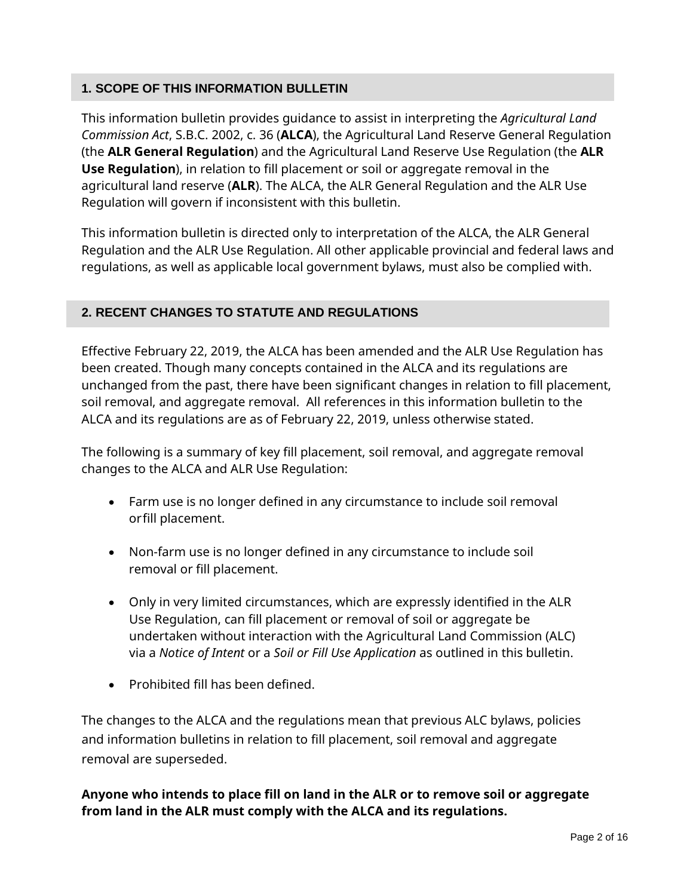## 1. SCOPE OF THIS INFORMATION BULLETIN

This information bulletin provides guidance to assist in interpreting the *Agricultural Land Commission Act*, S.B.C. 2002, c. 36 (**ALCA**), the Agricultural Land Reserve General Regulation (the **ALR General Regulation**) and the Agricultural Land Reserve Use Regulation (the **ALR Use Regulation**), in relation to fill placement or soil or aggregate removal in the agricultural land reserve (**ALR**). The ALCA, the ALR General Regulation and the ALR Use Regulation will govern if inconsistent with this bulletin.

This information bulletin is directed only to interpretation of the ALCA, the ALR General Regulation and the ALR Use Regulation. All other applicable provincial and federal laws and regulations, as well as applicable local government bylaws, must also be complied with.

## 2. RECENT CHANGES TO STATUTE AND REGULATIONS

Effective February 22, 2019, the ALCA has been amended and the ALR Use Regulation has been created. Though many concepts contained in the ALCA and its regulations are unchanged from the past, there have been significant changes in relation to fill placement, soil removal, and aggregate removal. All references in this information bulletin to the ALCA and its regulations are as of February 22, 2019, unless otherwise stated.

The following is a summary of key fill placement, soil removal, and aggregate removal changes to the ALCA and ALR Use Regulation:

- Farm use is no longer defined in any circumstance to include soil removal or fill placement.
- Non-farm use is no longer defined in any circumstance to include soil removal or fill placement.
- Only in very limited circumstances, which are expressly identified in the ALR Use Regulation, can fill placement or removal of soil or aggregate be undertaken without interaction with the Agricultural Land Commission (ALC) via a *Notice of Intent* or a *Soil or Fill Use Application* as outlined in this bulletin.
- Prohibited fill has been defined.

The changes to the ALCA and the regulations mean that previous ALC bylaws, policies and information bulletins in relation to fill placement, soil removal and aggregate removal are superseded.

**Anyone who intends to place fill on land in the ALR or to remove soil or aggregate from land in the ALR must comply with the ALCA and its regulations.**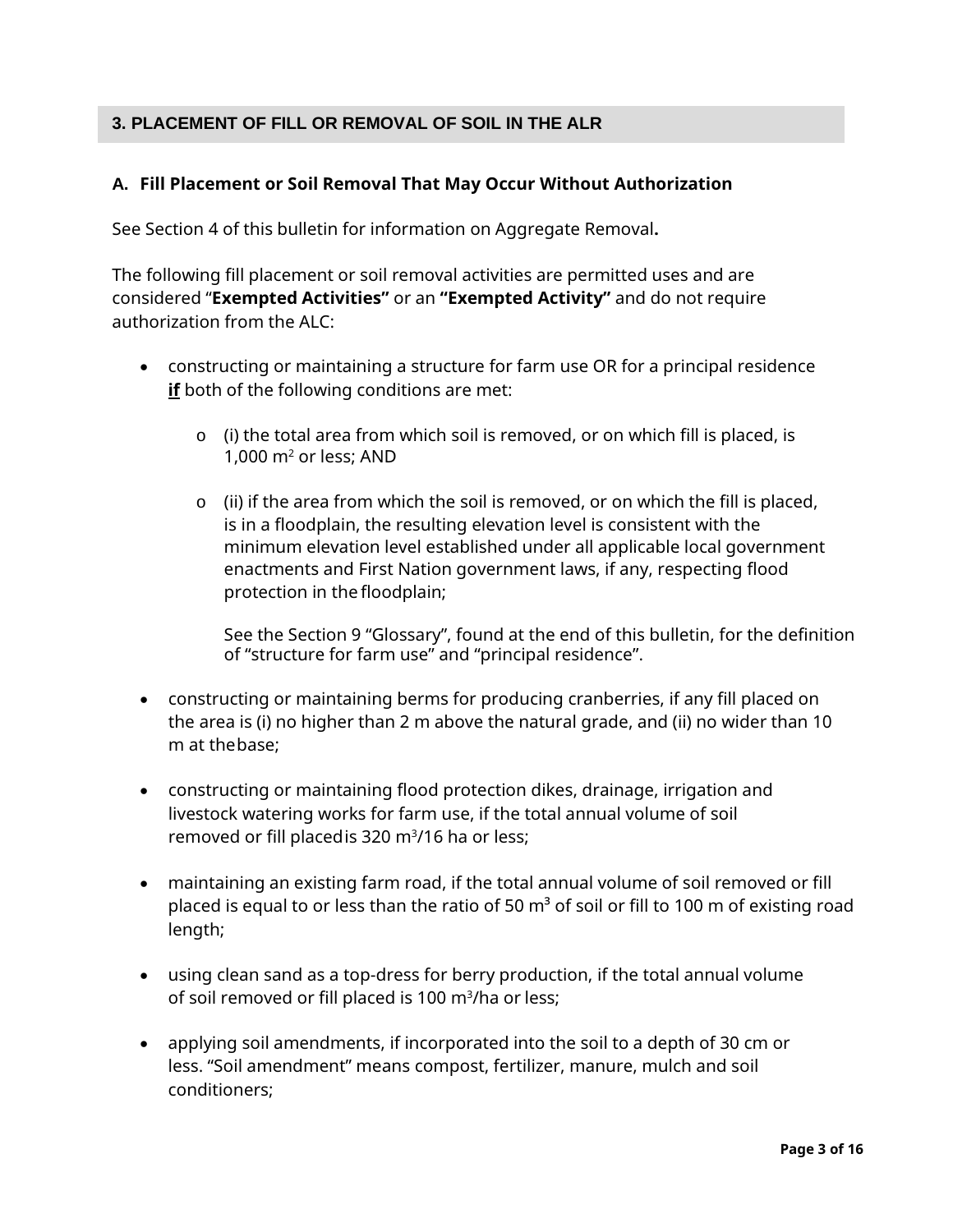## 3. PLACEMENT OF FILL OR REMOVAL OF SOIL IN THE ALR

### A. Fill Placement or Soil Removal That May Occur Without Authorization

See Section 4 of this bulletin for information on Aggregate Removal**.**

The following fill placement or soil removal activities are permitted uses and are considered "**Exempted Activities"** or an **"Exempted Activity"** and do not require authorization from the ALC:

- constructing or maintaining a structure for farm use OR for a principal residence **if** both of the following conditions are met:
  - (i) the total area from which soil is removed, or on which fill is placed, is 1,000 $m^2$ or less; AND
  - (ii) if the area from which the soil is removed, or on which the fill is placed, is in a floodplain, the resulting elevation level is consistent with the minimum elevation level established under all applicable local government enactments and First Nation government laws, if any, respecting flood protection in the floodplain;

  See the Section 9 "Glossary", found at the end of this bulletin, for the definition of "structure for farm use" and "principal residence".

- constructing or maintaining berms for producing cranberries, if any fill placed on the area is (i) no higher than 2 m above the natural grade, and (ii) no wider than 10 m at the base;

- constructing or maintaining flood protection dikes, drainage, irrigation and livestock watering works for farm use, if the total annual volume of soil removed or fill placed is 320 $m^3$/16 ha or less;

- maintaining an existing farm road, if the total annual volume of soil removed or fill placed is equal to or less than the ratio of 50 $m^3$ of soil or fill to 100 m of existing road length;

- using clean sand as a top-dress for berry production, if the total annual volume of soil removed or fill placed is 100 $m^3$/ha or less;

- applying soil amendments, if incorporated into the soil to a depth of 30 cm or less. "Soil amendment" means compost, fertilizer, manure, mulch and soil conditioners;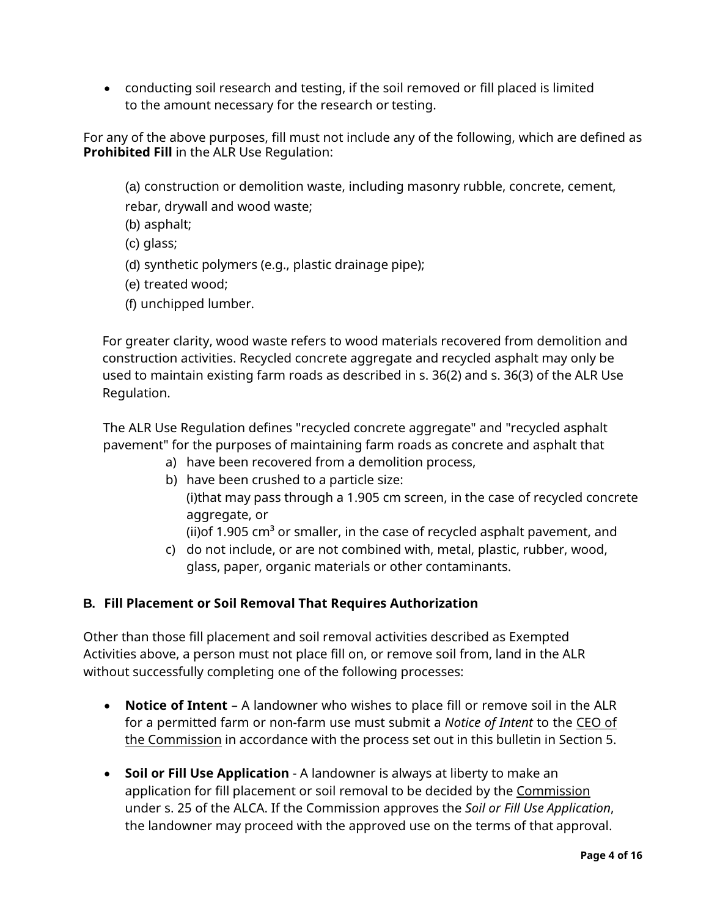- conducting soil research and testing, if the soil removed or fill placed is limited to the amount necessary for the research or testing.

For any of the above purposes, fill must not include any of the following, which are defined as **Prohibited Fill** in the ALR Use Regulation:

(a) construction or demolition waste, including masonry rubble, concrete, cement, rebar, drywall and wood waste;
(b) asphalt;
(c) glass;
(d) synthetic polymers (e.g., plastic drainage pipe);
(e) treated wood;
(f) unchipped lumber.

For greater clarity, wood waste refers to wood materials recovered from demolition and construction activities. Recycled concrete aggregate and recycled asphalt may only be used to maintain existing farm roads as described in s. 36(2) and s. 36(3) of the ALR Use Regulation.

The ALR Use Regulation defines "recycled concrete aggregate" and "recycled asphalt pavement" for the purposes of maintaining farm roads as concrete and asphalt that

a) have been recovered from a demolition process,
b) have been crushed to a particle size:
   (i)that may pass through a 1.905 cm screen, in the case of recycled concrete aggregate, or
   (ii)of 1.905 $cm^3$ or smaller, in the case of recycled asphalt pavement, and
c) do not include, or are not combined with, metal, plastic, rubber, wood, glass, paper, organic materials or other contaminants.

### B. Fill Placement or Soil Removal That Requires Authorization

Other than those fill placement and soil removal activities described as Exempted Activities above, a person must not place fill on, or remove soil from, land in the ALR without successfully completing one of the following processes:

- **Notice of Intent** – A landowner who wishes to place fill or remove soil in the ALR for a permitted farm or non-farm use must submit a *Notice of Intent* to the CEO of the Commission in accordance with the process set out in this bulletin in Section 5.

- **Soil or Fill Use Application** - A landowner is always at liberty to make an application for fill placement or soil removal to be decided by the Commission under s. 25 of the ALCA. If the Commission approves the *Soil or Fill Use Application*, the landowner may proceed with the approved use on the terms of that approval.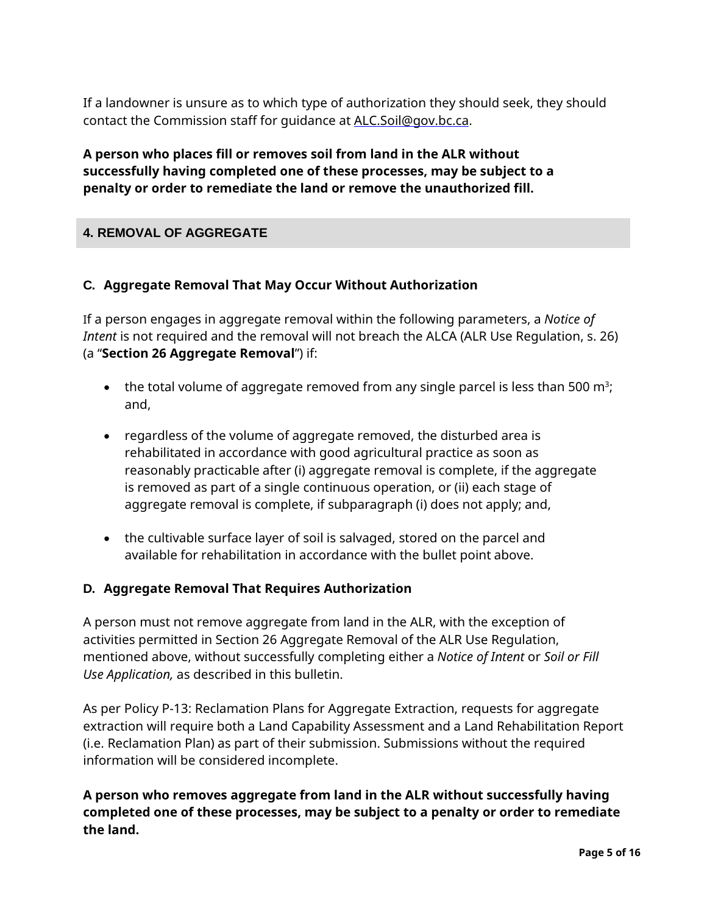If a landowner is unsure as to which type of authorization they should seek, they should contact the Commission staff for guidance at ALC.Soil@gov.bc.ca.

**A person who places fill or removes soil from land in the ALR without successfully having completed one of these processes, may be subject to a penalty or order to remediate the land or remove the unauthorized fill.**

## 4. REMOVAL OF AGGREGATE

### C. Aggregate Removal That May Occur Without Authorization

If a person engages in aggregate removal within the following parameters, a *Notice of Intent* is not required and the removal will not breach the ALCA (ALR Use Regulation, s. 26) (a "**Section 26 Aggregate Removal**") if:

- the total volume of aggregate removed from any single parcel is less than 500 $m^3$; and,
- regardless of the volume of aggregate removed, the disturbed area is rehabilitated in accordance with good agricultural practice as soon as reasonably practicable after (i) aggregate removal is complete, if the aggregate is removed as part of a single continuous operation, or (ii) each stage of aggregate removal is complete, if subparagraph (i) does not apply; and,
- the cultivable surface layer of soil is salvaged, stored on the parcel and available for rehabilitation in accordance with the bullet point above.

### D. Aggregate Removal That Requires Authorization

A person must not remove aggregate from land in the ALR, with the exception of activities permitted in Section 26 Aggregate Removal of the ALR Use Regulation, mentioned above, without successfully completing either a *Notice of Intent* or *Soil or Fill Use Application,* as described in this bulletin.

As per Policy P-13: Reclamation Plans for Aggregate Extraction, requests for aggregate extraction will require both a Land Capability Assessment and a Land Rehabilitation Report (i.e. Reclamation Plan) as part of their submission. Submissions without the required information will be considered incomplete.

**A person who removes aggregate from land in the ALR without successfully having completed one of these processes, may be subject to a penalty or order to remediate the land.**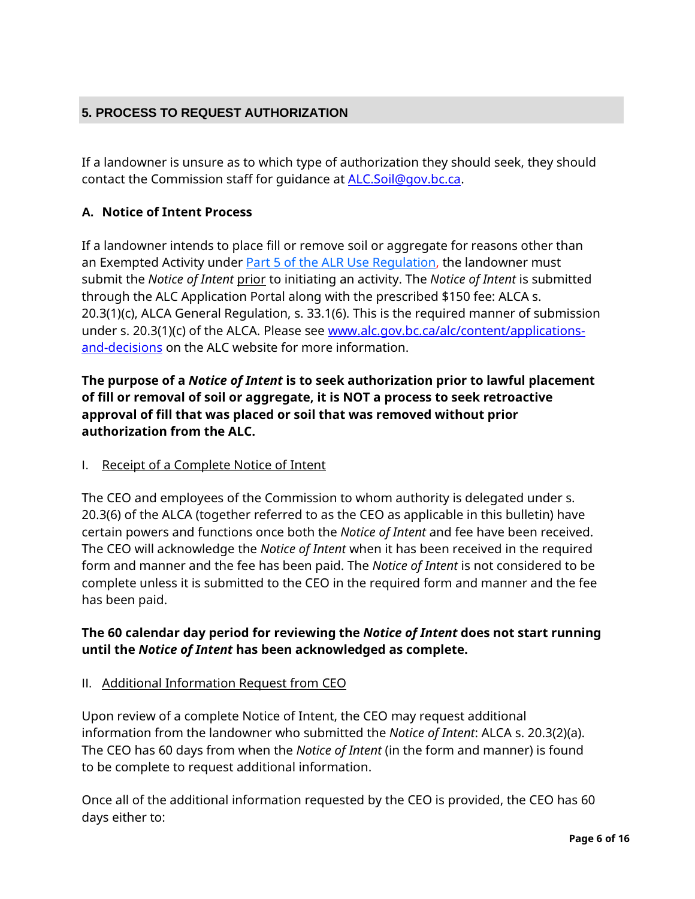## 5. PROCESS TO REQUEST AUTHORIZATION

If a landowner is unsure as to which type of authorization they should seek, they should contact the Commission staff for guidance at [ALC.Soil@gov.bc.ca](mailto:ALC.Soil@gov.bc.ca).

### A. Notice of Intent Process

If a landowner intends to place fill or remove soil or aggregate for reasons other than an Exempted Activity under [Part 5 of the ALR Use Regulation](#), the landowner must submit the *Notice of Intent* prior to initiating an activity. The *Notice of Intent* is submitted through the ALC Application Portal along with the prescribed $150 fee: ALCA s. 20.3(1)(c), ALCA General Regulation, s. 33.1(6). This is the required manner of submission under s. 20.3(1)(c) of the ALCA. Please see [www.alc.gov.bc.ca/alc/content/applications-and-decisions](http://www.alc.gov.bc.ca/alc/content/applications-and-decisions) on the ALC website for more information.

**The purpose of a *Notice of Intent* is to seek authorization prior to lawful placement of fill or removal of soil or aggregate, it is NOT a process to seek retroactive approval of fill that was placed or soil that was removed without prior authorization from the ALC.**

I. Receipt of a Complete Notice of Intent

The CEO and employees of the Commission to whom authority is delegated under s. 20.3(6) of the ALCA (together referred to as the CEO as applicable in this bulletin) have certain powers and functions once both the *Notice of Intent* and fee have been received. The CEO will acknowledge the *Notice of Intent* when it has been received in the required form and manner and the fee has been paid. The *Notice of Intent* is not considered to be complete unless it is submitted to the CEO in the required form and manner and the fee has been paid.

**The 60 calendar day period for reviewing the *Notice of Intent* does not start running until the *Notice of Intent* has been acknowledged as complete.**

II. Additional Information Request from CEO

Upon review of a complete Notice of Intent, the CEO may request additional information from the landowner who submitted the *Notice of Intent*: ALCA s. 20.3(2)(a). The CEO has 60 days from when the *Notice of Intent* (in the form and manner) is found to be complete to request additional information.

Once all of the additional information requested by the CEO is provided, the CEO has 60 days either to: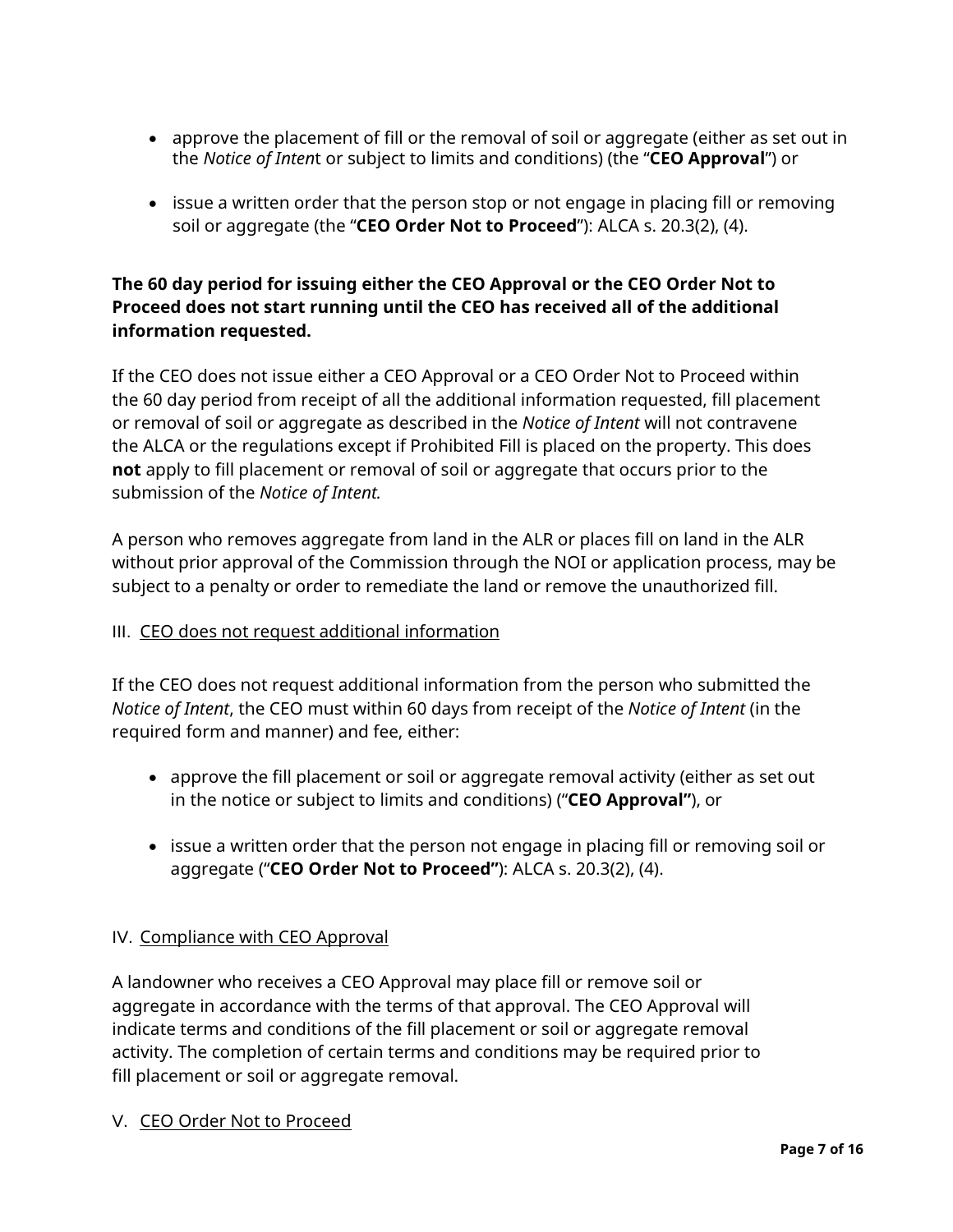- approve the placement of fill or the removal of soil or aggregate (either as set out in the *Notice of Intent* or subject to limits and conditions) (the "**CEO Approval**") or

- issue a written order that the person stop or not engage in placing fill or removing soil or aggregate (the "**CEO Order Not to Proceed**"): ALCA s. 20.3(2), (4).

**The 60 day period for issuing either the CEO Approval or the CEO Order Not to Proceed does not start running until the CEO has received all of the additional information requested.**

If the CEO does not issue either a CEO Approval or a CEO Order Not to Proceed within the 60 day period from receipt of all the additional information requested, fill placement or removal of soil or aggregate as described in the *Notice of Intent* will not contravene the ALCA or the regulations except if Prohibited Fill is placed on the property. This does **not** apply to fill placement or removal of soil or aggregate that occurs prior to the submission of the *Notice of Intent.*

A person who removes aggregate from land in the ALR or places fill on land in the ALR without prior approval of the Commission through the NOI or application process, may be subject to a penalty or order to remediate the land or remove the unauthorized fill.

III. <u>CEO does not request additional information</u>

If the CEO does not request additional information from the person who submitted the *Notice of Intent*, the CEO must within 60 days from receipt of the *Notice of Intent* (in the required form and manner) and fee, either:

- approve the fill placement or soil or aggregate removal activity (either as set out in the notice or subject to limits and conditions) ("**CEO Approval"**), or

- issue a written order that the person not engage in placing fill or removing soil or aggregate ("**CEO Order Not to Proceed"**): ALCA s. 20.3(2), (4).

IV. <u>Compliance with CEO Approval</u>

A landowner who receives a CEO Approval may place fill or remove soil or aggregate in accordance with the terms of that approval. The CEO Approval will indicate terms and conditions of the fill placement or soil or aggregate removal activity. The completion of certain terms and conditions may be required prior to fill placement or soil or aggregate removal.

V. <u>CEO Order Not to Proceed</u>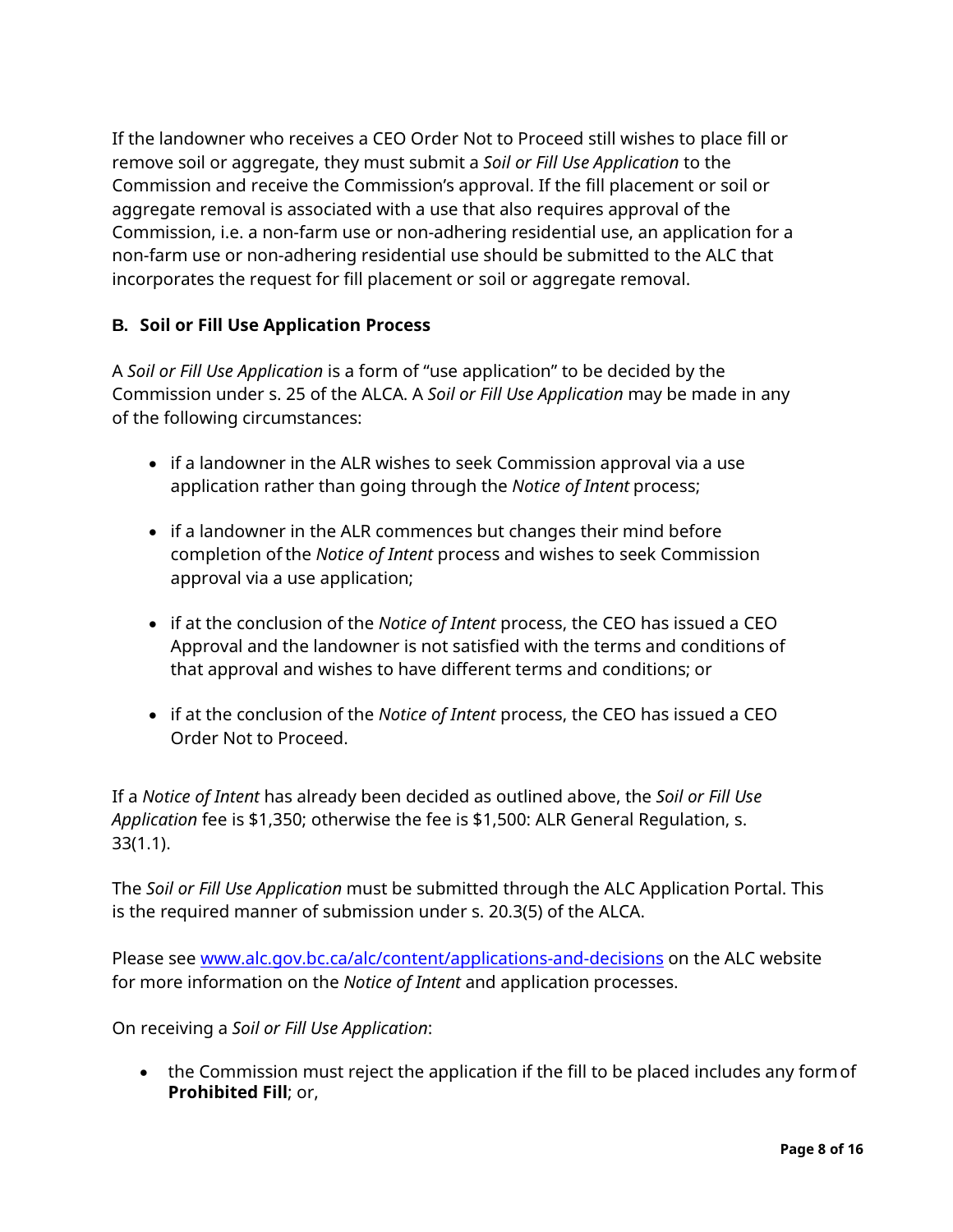If the landowner who receives a CEO Order Not to Proceed still wishes to place fill or remove soil or aggregate, they must submit a *Soil or Fill Use Application* to the Commission and receive the Commission's approval. If the fill placement or soil or aggregate removal is associated with a use that also requires approval of the Commission, i.e. a non-farm use or non-adhering residential use, an application for a non-farm use or non-adhering residential use should be submitted to the ALC that incorporates the request for fill placement or soil or aggregate removal.

### B. Soil or Fill Use Application Process

A *Soil or Fill Use Application* is a form of "use application" to be decided by the Commission under s. 25 of the ALCA. A *Soil or Fill Use Application* may be made in any of the following circumstances:

- if a landowner in the ALR wishes to seek Commission approval via a use application rather than going through the *Notice of Intent* process;
- if a landowner in the ALR commences but changes their mind before completion of the *Notice of Intent* process and wishes to seek Commission approval via a use application;
- if at the conclusion of the *Notice of Intent* process, the CEO has issued a CEO Approval and the landowner is not satisfied with the terms and conditions of that approval and wishes to have different terms and conditions; or
- if at the conclusion of the *Notice of Intent* process, the CEO has issued a CEO Order Not to Proceed.

If a *Notice of Intent* has already been decided as outlined above, the *Soil or Fill Use Application* fee is $1,350; otherwise the fee is $1,500: ALR General Regulation, s. 33(1.1).

The *Soil or Fill Use Application* must be submitted through the ALC Application Portal. This is the required manner of submission under s. 20.3(5) of the ALCA.

Please see [www.alc.gov.bc.ca/alc/content/applications-and-decisions](http://www.alc.gov.bc.ca/alc/content/applications-and-decisions) on the ALC website for more information on the *Notice of Intent* and application processes.

On receiving a *Soil or Fill Use Application*:

- the Commission must reject the application if the fill to be placed includes any form of **Prohibited Fill**; or,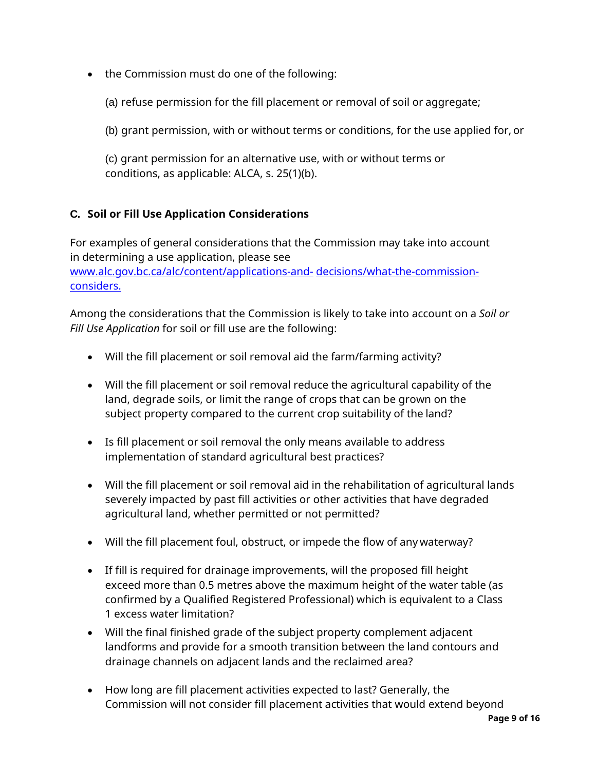- the Commission must do one of the following:

  (a) refuse permission for the fill placement or removal of soil or aggregate;

  (b) grant permission, with or without terms or conditions, for the use applied for, or

  (c) grant permission for an alternative use, with or without terms or conditions, as applicable: ALCA, s. 25(1)(b).

### C. Soil or Fill Use Application Considerations

For examples of general considerations that the Commission may take into account in determining a use application, please see [www.alc.gov.bc.ca/alc/content/applications-and- decisions/what-the-commission-considers.](www.alc.gov.bc.ca/alc/content/applications-and-decisions/what-the-commission-considers)

Among the considerations that the Commission is likely to take into account on a *Soil or Fill Use Application* for soil or fill use are the following:

- Will the fill placement or soil removal aid the farm/farming activity?
- Will the fill placement or soil removal reduce the agricultural capability of the land, degrade soils, or limit the range of crops that can be grown on the subject property compared to the current crop suitability of the land?
- Is fill placement or soil removal the only means available to address implementation of standard agricultural best practices?
- Will the fill placement or soil removal aid in the rehabilitation of agricultural lands severely impacted by past fill activities or other activities that have degraded agricultural land, whether permitted or not permitted?
- Will the fill placement foul, obstruct, or impede the flow of any waterway?
- If fill is required for drainage improvements, will the proposed fill height exceed more than 0.5 metres above the maximum height of the water table (as confirmed by a Qualified Registered Professional) which is equivalent to a Class 1 excess water limitation?
- Will the final finished grade of the subject property complement adjacent landforms and provide for a smooth transition between the land contours and drainage channels on adjacent lands and the reclaimed area?
- How long are fill placement activities expected to last? Generally, the Commission will not consider fill placement activities that would extend beyond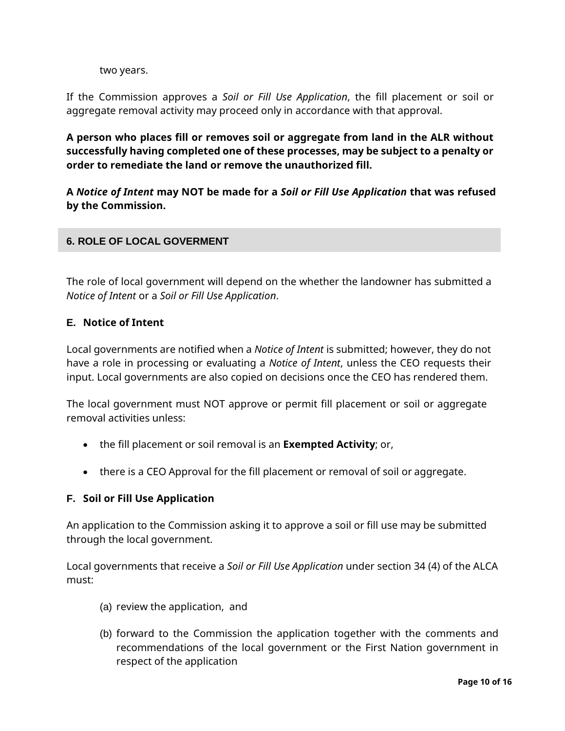two years.

If the Commission approves a *Soil or Fill Use Application*, the fill placement or soil or aggregate removal activity may proceed only in accordance with that approval.

**A person who places fill or removes soil or aggregate from land in the ALR without successfully having completed one of these processes, may be subject to a penalty or order to remediate the land or remove the unauthorized fill.**

**A *Notice of Intent* may NOT be made for a *Soil or Fill Use Application* that was refused by the Commission.**

## 6. ROLE OF LOCAL GOVERMENT

The role of local government will depend on the whether the landowner has submitted a *Notice of Intent* or a *Soil or Fill Use Application*.

### E. Notice of Intent

Local governments are notified when a *Notice of Intent* is submitted; however, they do not have a role in processing or evaluating a *Notice of Intent*, unless the CEO requests their input. Local governments are also copied on decisions once the CEO has rendered them.

The local government must NOT approve or permit fill placement or soil or aggregate removal activities unless:

- the fill placement or soil removal is an **Exempted Activity**; or,
- there is a CEO Approval for the fill placement or removal of soil or aggregate.

### F. Soil or Fill Use Application

An application to the Commission asking it to approve a soil or fill use may be submitted through the local government.

Local governments that receive a *Soil or Fill Use Application* under section 34 (4) of the ALCA must:

(a) review the application, and

(b) forward to the Commission the application together with the comments and recommendations of the local government or the First Nation government in respect of the application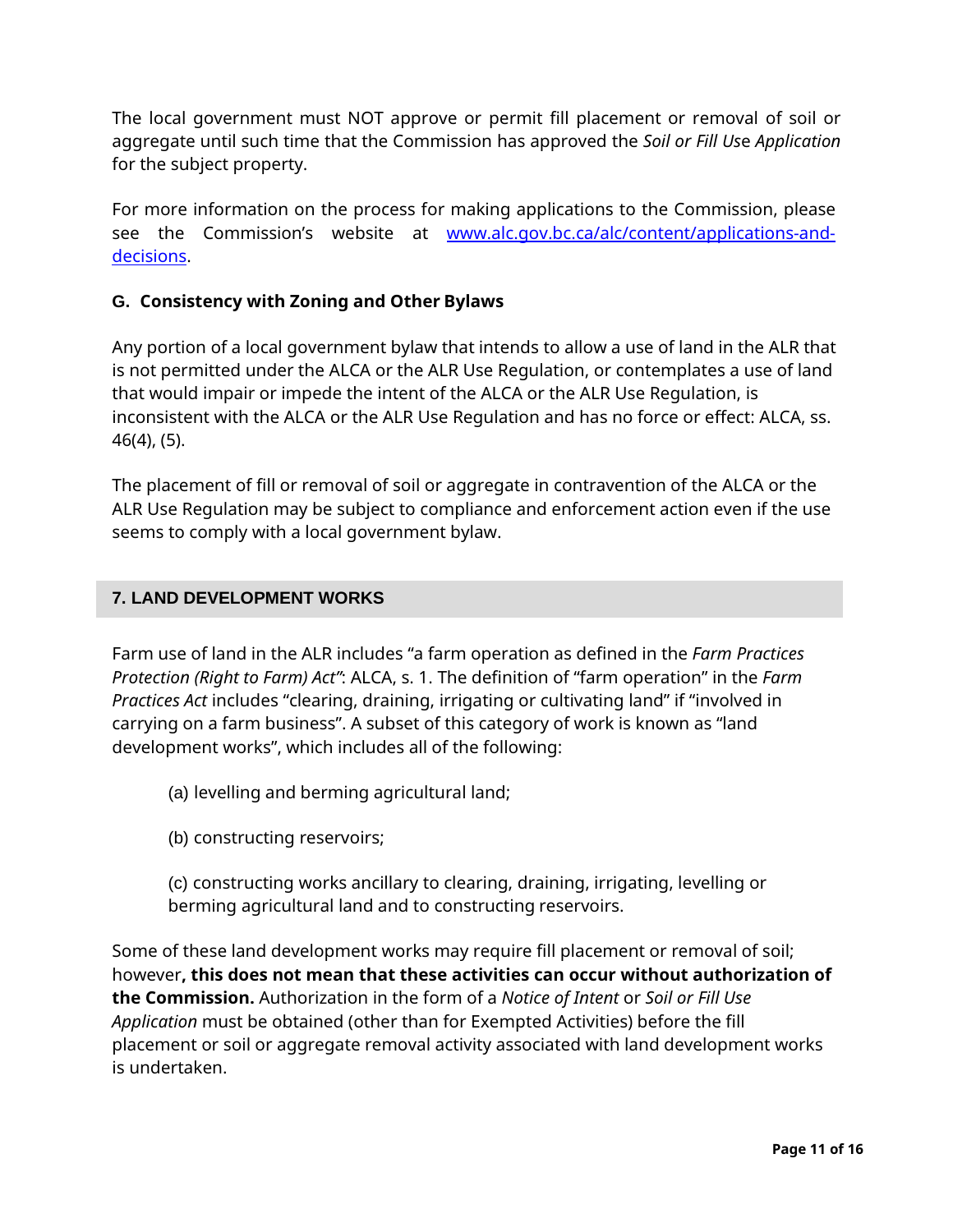The local government must NOT approve or permit fill placement or removal of soil or aggregate until such time that the Commission has approved the *Soil or Fill Use Application* for the subject property.

For more information on the process for making applications to the Commission, please see the Commission's website at [www.alc.gov.bc.ca/alc/content/applications-and-decisions](www.alc.gov.bc.ca/alc/content/applications-and-decisions).

### G. Consistency with Zoning and Other Bylaws

Any portion of a local government bylaw that intends to allow a use of land in the ALR that is not permitted under the ALCA or the ALR Use Regulation, or contemplates a use of land that would impair or impede the intent of the ALCA or the ALR Use Regulation, is inconsistent with the ALCA or the ALR Use Regulation and has no force or effect: ALCA, ss. 46(4), (5).

The placement of fill or removal of soil or aggregate in contravention of the ALCA or the ALR Use Regulation may be subject to compliance and enforcement action even if the use seems to comply with a local government bylaw.

## 7. LAND DEVELOPMENT WORKS

Farm use of land in the ALR includes "a farm operation as defined in the *Farm Practices Protection (Right to Farm) Act"*: ALCA, s. 1. The definition of "farm operation" in the *Farm Practices Act* includes "clearing, draining, irrigating or cultivating land" if "involved in carrying on a farm business". A subset of this category of work is known as "land development works", which includes all of the following:

(a) levelling and berming agricultural land;

(b) constructing reservoirs;

(c) constructing works ancillary to clearing, draining, irrigating, levelling or berming agricultural land and to constructing reservoirs.

Some of these land development works may require fill placement or removal of soil; however**, this does not mean that these activities can occur without authorization of the Commission.** Authorization in the form of a *Notice of Intent* or *Soil or Fill Use Application* must be obtained (other than for Exempted Activities) before the fill placement or soil or aggregate removal activity associated with land development works is undertaken.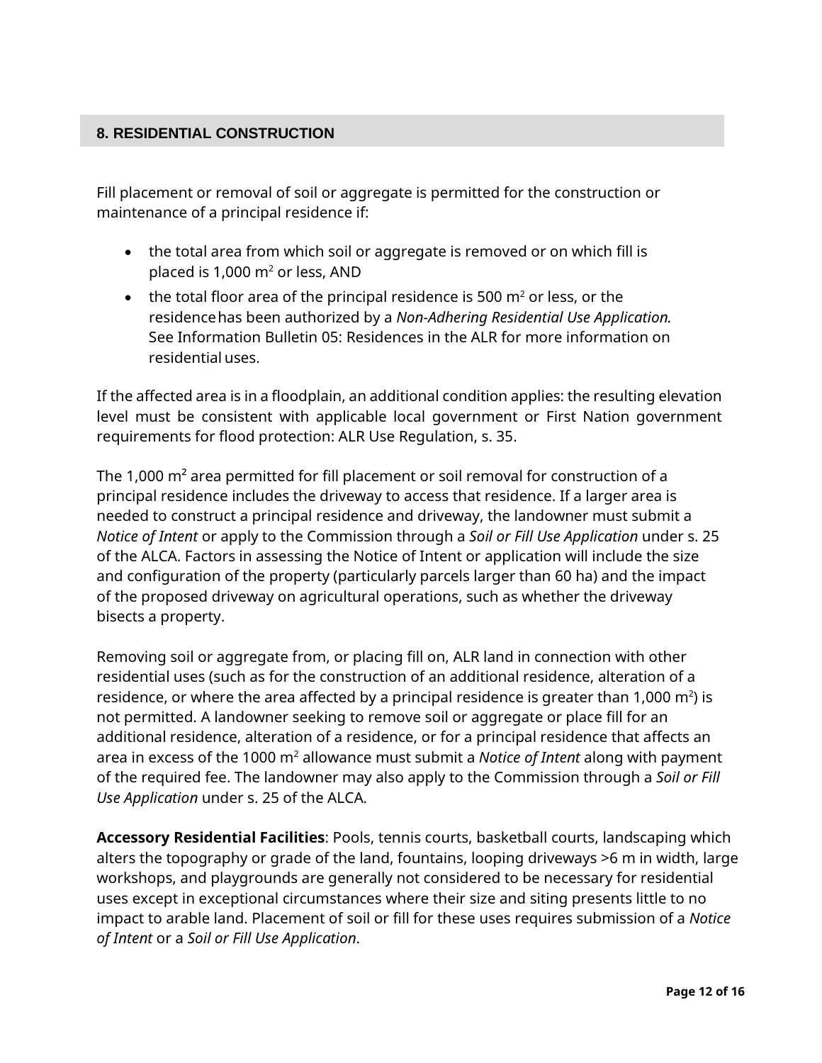## 8. RESIDENTIAL CONSTRUCTION

Fill placement or removal of soil or aggregate is permitted for the construction or maintenance of a principal residence if:

- the total area from which soil or aggregate is removed or on which fill is placed is 1,000 $m^2$ or less, AND
- the total floor area of the principal residence is 500 $m^2$ or less, or the residence has been authorized by a *Non-Adhering Residential Use Application.* See Information Bulletin 05: Residences in the ALR for more information on residential uses.

If the affected area is in a floodplain, an additional condition applies: the resulting elevation level must be consistent with applicable local government or First Nation government requirements for flood protection: ALR Use Regulation, s. 35.

The 1,000 $m^2$ area permitted for fill placement or soil removal for construction of a principal residence includes the driveway to access that residence. If a larger area is needed to construct a principal residence and driveway, the landowner must submit a *Notice of Intent* or apply to the Commission through a *Soil or Fill Use Application* under s. 25 of the ALCA. Factors in assessing the Notice of Intent or application will include the size and configuration of the property (particularly parcels larger than 60 ha) and the impact of the proposed driveway on agricultural operations, such as whether the driveway bisects a property.

Removing soil or aggregate from, or placing fill on, ALR land in connection with other residential uses (such as for the construction of an additional residence, alteration of a residence, or where the area affected by a principal residence is greater than 1,000 $m^2$) is not permitted. A landowner seeking to remove soil or aggregate or place fill for an additional residence, alteration of a residence, or for a principal residence that affects an area in excess of the 1000 $m^2$ allowance must submit a *Notice of Intent* along with payment of the required fee. The landowner may also apply to the Commission through a *Soil or Fill Use Application* under s. 25 of the ALCA.

**Accessory Residential Facilities**: Pools, tennis courts, basketball courts, landscaping which alters the topography or grade of the land, fountains, looping driveways >6 m in width, large workshops, and playgrounds are generally not considered to be necessary for residential uses except in exceptional circumstances where their size and siting presents little to no impact to arable land. Placement of soil or fill for these uses requires submission of a *Notice of Intent* or a *Soil or Fill Use Application*.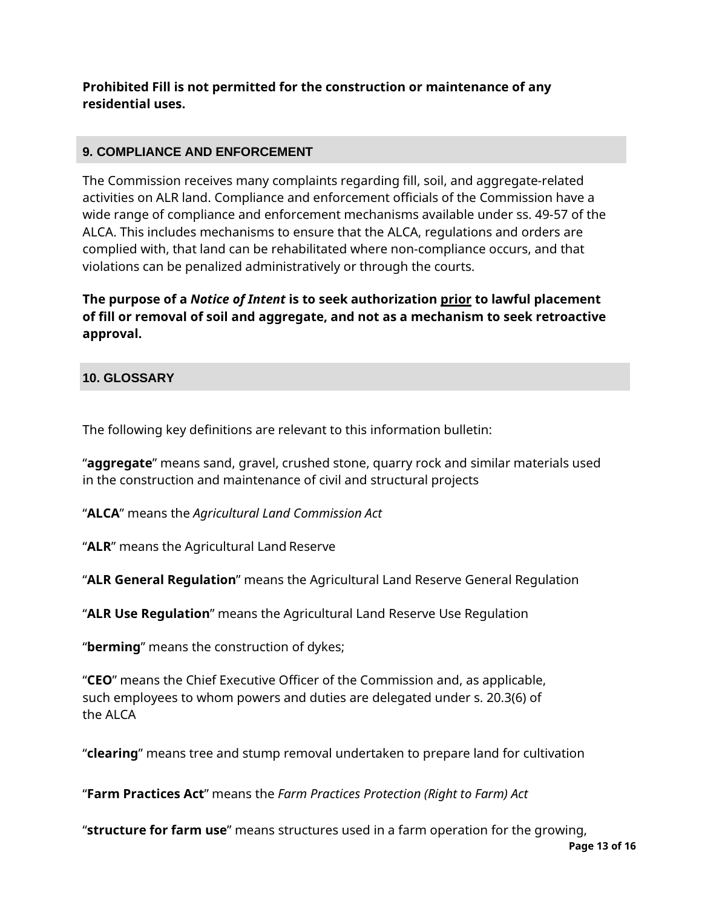**Prohibited Fill is not permitted for the construction or maintenance of any residential uses.**

## 9. COMPLIANCE AND ENFORCEMENT

The Commission receives many complaints regarding fill, soil, and aggregate-related activities on ALR land. Compliance and enforcement officials of the Commission have a wide range of compliance and enforcement mechanisms available under ss. 49-57 of the ALCA. This includes mechanisms to ensure that the ALCA, regulations and orders are complied with, that land can be rehabilitated where non-compliance occurs, and that violations can be penalized administratively or through the courts.

**The purpose of a *Notice of Intent* is to seek authorization <u>prior</u> to lawful placement of fill or removal of soil and aggregate, and not as a mechanism to seek retroactive approval.**

## 10. GLOSSARY

The following key definitions are relevant to this information bulletin:

"**aggregate**" means sand, gravel, crushed stone, quarry rock and similar materials used in the construction and maintenance of civil and structural projects

"**ALCA**" means the *Agricultural Land Commission Act*

"**ALR**" means the Agricultural Land Reserve

"**ALR General Regulation**" means the Agricultural Land Reserve General Regulation

"**ALR Use Regulation**" means the Agricultural Land Reserve Use Regulation

"**berming**" means the construction of dykes;

"**CEO**" means the Chief Executive Officer of the Commission and, as applicable, such employees to whom powers and duties are delegated under s. 20.3(6) of the ALCA

"**clearing**" means tree and stump removal undertaken to prepare land for cultivation

"**Farm Practices Act**" means the *Farm Practices Protection (Right to Farm) Act*

"**structure for farm use**" means structures used in a farm operation for the growing,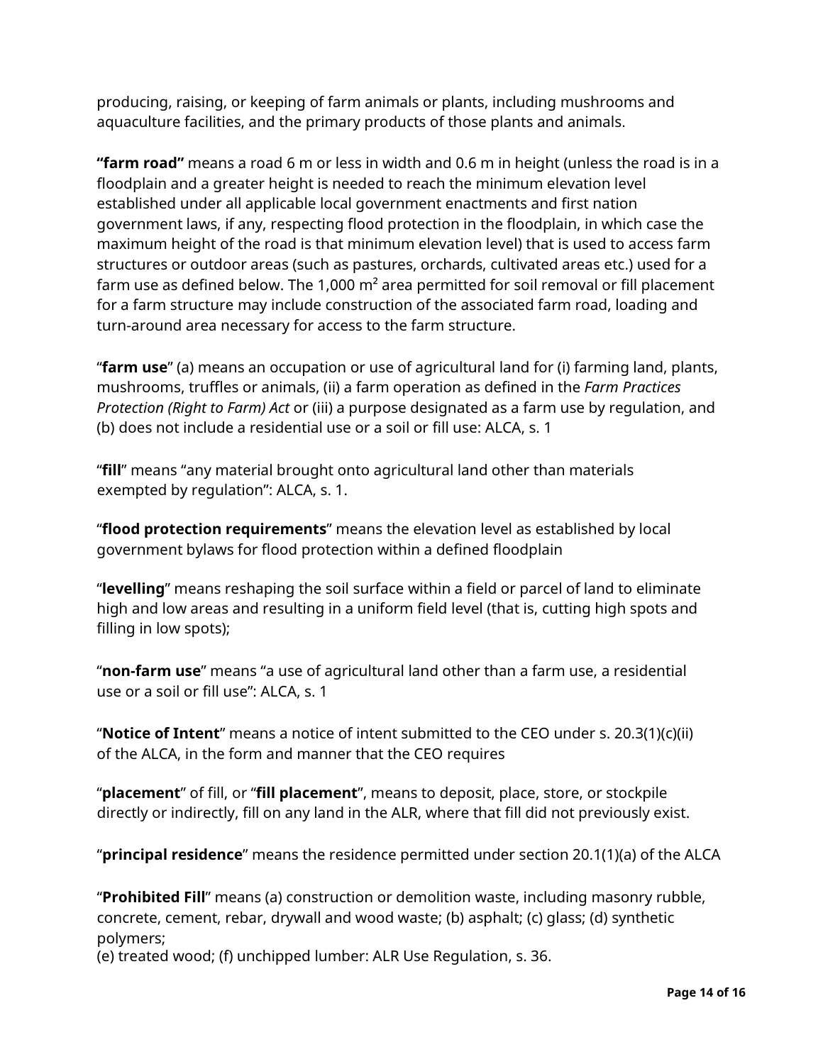producing, raising, or keeping of farm animals or plants, including mushrooms and aquaculture facilities, and the primary products of those plants and animals.

**"farm road"** means a road 6 m or less in width and 0.6 m in height (unless the road is in a floodplain and a greater height is needed to reach the minimum elevation level established under all applicable local government enactments and first nation government laws, if any, respecting flood protection in the floodplain, in which case the maximum height of the road is that minimum elevation level) that is used to access farm structures or outdoor areas (such as pastures, orchards, cultivated areas etc.) used for a farm use as defined below. The 1,000 $m^2$ area permitted for soil removal or fill placement for a farm structure may include construction of the associated farm road, loading and turn-around area necessary for access to the farm structure.

"**farm use**" (a) means an occupation or use of agricultural land for (i) farming land, plants, mushrooms, truffles or animals, (ii) a farm operation as defined in the *Farm Practices Protection (Right to Farm) Act* or (iii) a purpose designated as a farm use by regulation, and (b) does not include a residential use or a soil or fill use: ALCA, s. 1

"**fill**" means "any material brought onto agricultural land other than materials exempted by regulation": ALCA, s. 1.

"**flood protection requirements**" means the elevation level as established by local government bylaws for flood protection within a defined floodplain

"**levelling**" means reshaping the soil surface within a field or parcel of land to eliminate high and low areas and resulting in a uniform field level (that is, cutting high spots and filling in low spots);

"**non-farm use**" means "a use of agricultural land other than a farm use, a residential use or a soil or fill use": ALCA, s. 1

"**Notice of Intent**" means a notice of intent submitted to the CEO under s. 20.3(1)(c)(ii) of the ALCA, in the form and manner that the CEO requires

"**placement**" of fill, or "**fill placement**", means to deposit, place, store, or stockpile directly or indirectly, fill on any land in the ALR, where that fill did not previously exist.

"**principal residence**" means the residence permitted under section 20.1(1)(a) of the ALCA

"**Prohibited Fill**" means (a) construction or demolition waste, including masonry rubble, concrete, cement, rebar, drywall and wood waste; (b) asphalt; (c) glass; (d) synthetic polymers;
(e) treated wood; (f) unchipped lumber: ALR Use Regulation, s. 36.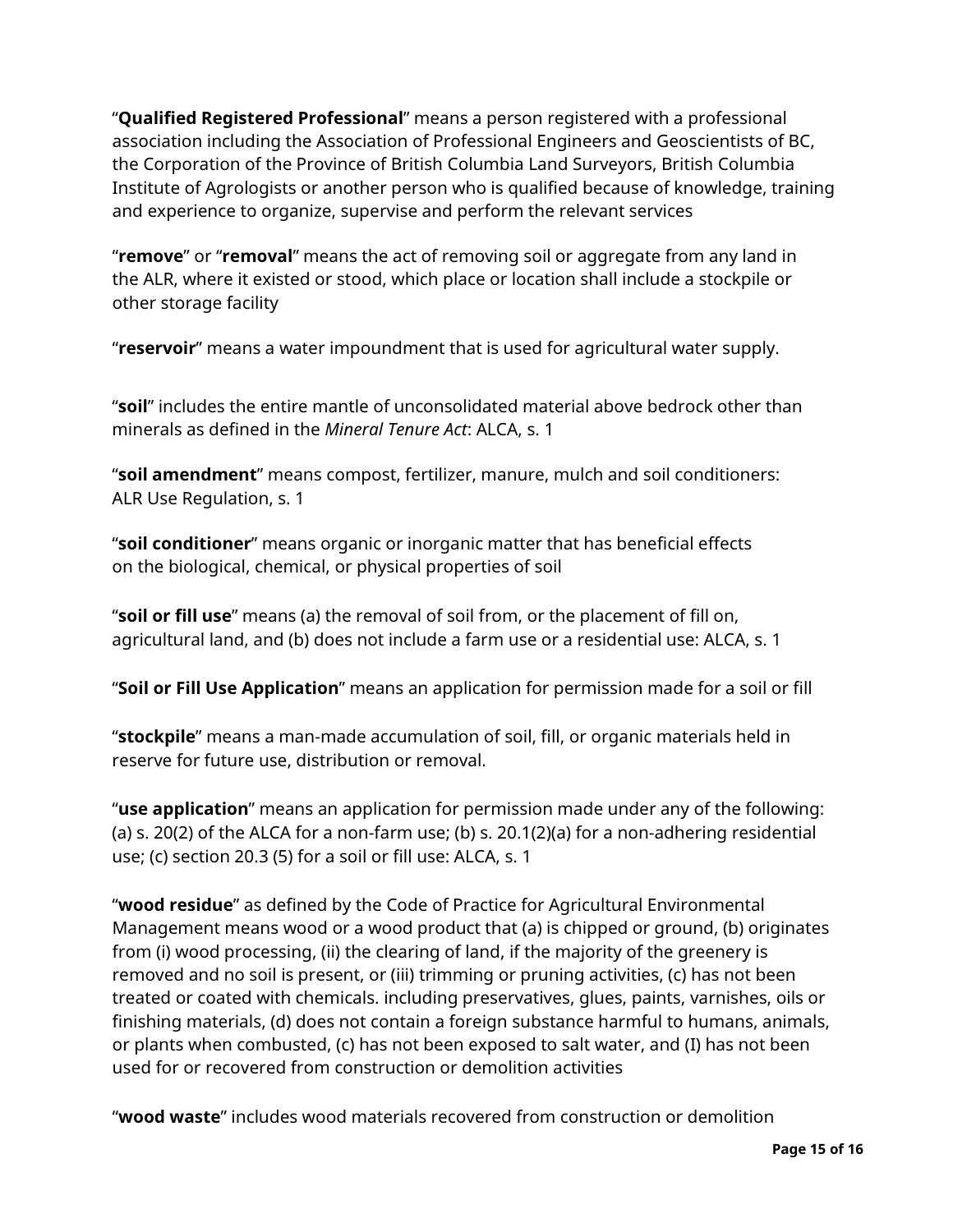"**Qualified Registered Professional**" means a person registered with a professional association including the Association of Professional Engineers and Geoscientists of BC, the Corporation of the Province of British Columbia Land Surveyors, British Columbia Institute of Agrologists or another person who is qualified because of knowledge, training and experience to organize, supervise and perform the relevant services

"**remove**" or "**removal**" means the act of removing soil or aggregate from any land in the ALR, where it existed or stood, which place or location shall include a stockpile or other storage facility

"**reservoir**" means a water impoundment that is used for agricultural water supply.

"**soil**" includes the entire mantle of unconsolidated material above bedrock other than minerals as defined in the *Mineral Tenure Act*: ALCA, s. 1

"**soil amendment**" means compost, fertilizer, manure, mulch and soil conditioners: ALR Use Regulation, s. 1

"**soil conditioner**" means organic or inorganic matter that has beneficial effects on the biological, chemical, or physical properties of soil

"**soil or fill use**" means (a) the removal of soil from, or the placement of fill on, agricultural land, and (b) does not include a farm use or a residential use: ALCA, s. 1

"**Soil or Fill Use Application**" means an application for permission made for a soil or fill

"**stockpile**" means a man-made accumulation of soil, fill, or organic materials held in reserve for future use, distribution or removal.

"**use application**" means an application for permission made under any of the following: (a) s. 20(2) of the ALCA for a non-farm use; (b) s. 20.1(2)(a) for a non-adhering residential use; (c) section 20.3 (5) for a soil or fill use: ALCA, s. 1

"**wood residue**" as defined by the Code of Practice for Agricultural Environmental Management means wood or a wood product that (a) is chipped or ground, (b) originates from (i) wood processing, (ii) the clearing of land, if the majority of the greenery is removed and no soil is present, or (iii) trimming or pruning activities, (c) has not been treated or coated with chemicals. including preservatives, glues, paints, varnishes, oils or finishing materials, (d) does not contain a foreign substance harmful to humans, animals, or plants when combusted, (c) has not been exposed to salt water, and (I) has not been used for or recovered from construction or demolition activities

"**wood waste**" includes wood materials recovered from construction or demolition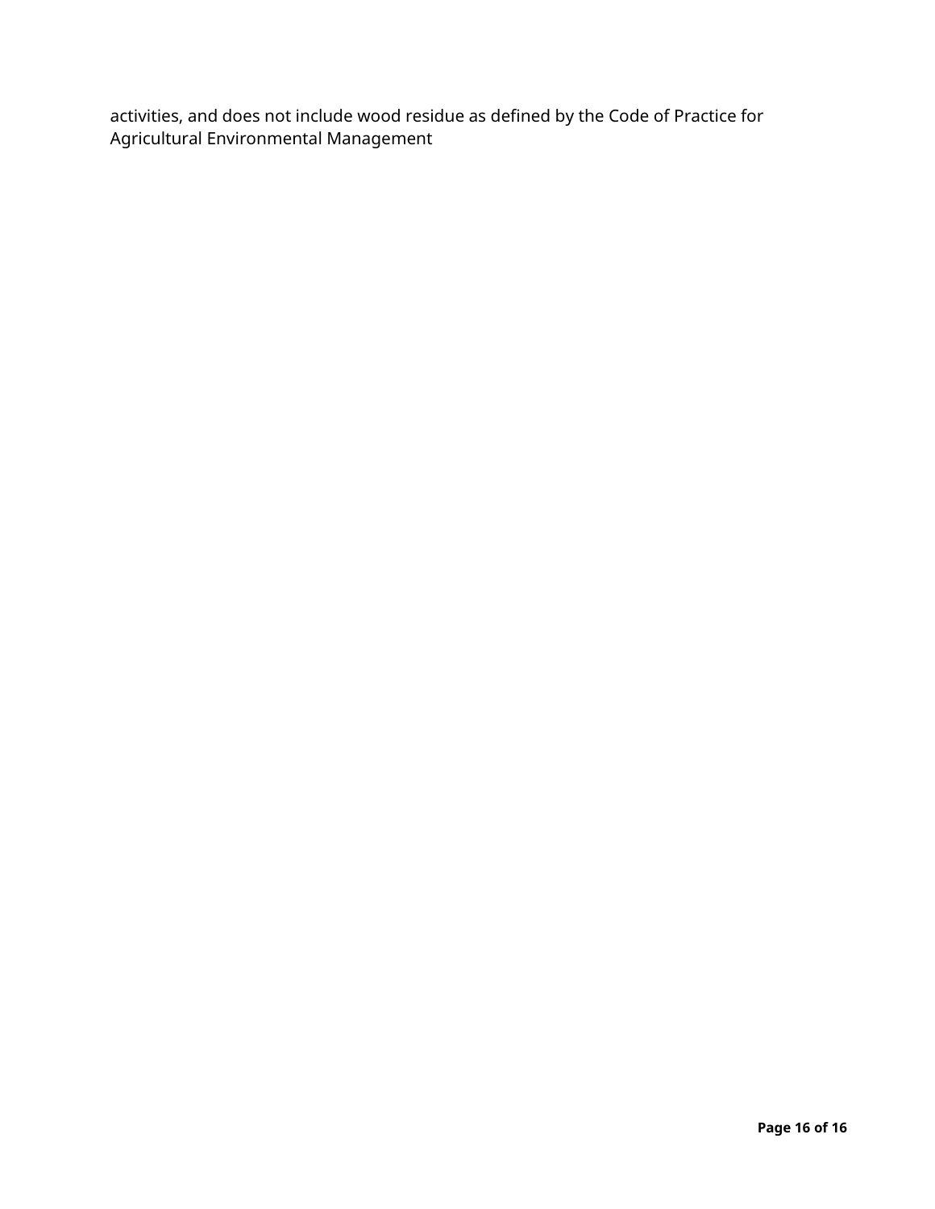activities, and does not include wood residue as defined by the Code of Practice for Agricultural Environmental Management